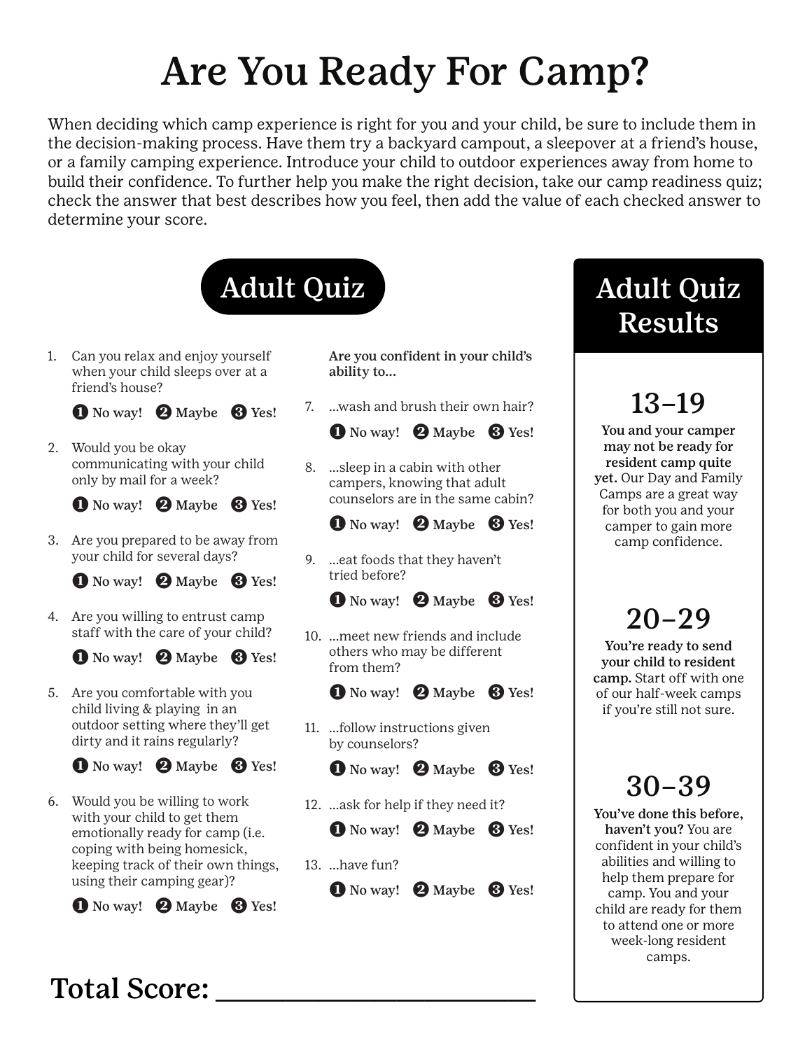# Are You Ready For Camp?

When deciding which camp experience is right for you and your child, be sure to include them in the decision-making process. Have them try a backyard campout, a sleepover at a friend's house, or a family camping experience. Introduce your child to outdoor experiences away from home to build their confidence. To further help you make the right decision, take our camp readiness quiz; check the answer that best describes how you feel, then add the value of each checked answer to determine your score.

## Adult Quiz

1. Can you relax and enjoy yourself when your child sleeps over at a friend's house?

   ❶ No way! ❷ Maybe ❸ Yes!

2. Would you be okay communicating with your child only by mail for a week?

   ❶ No way! ❷ Maybe ❸ Yes!

3. Are you prepared to be away from your child for several days?

   ❶ No way! ❷ Maybe ❸ Yes!

4. Are you willing to entrust camp staff with the care of your child?

   ❶ No way! ❷ Maybe ❸ Yes!

5. Are you comfortable with you child living & playing in an outdoor setting where they'll get dirty and it rains regularly?

   ❶ No way! ❷ Maybe ❸ Yes!

6. Would you be willing to work with your child to get them emotionally ready for camp (i.e. coping with being homesick, keeping track of their own things, using their camping gear)?

   ❶ No way! ❷ Maybe ❸ Yes!

**Are you confident in your child's ability to...**

7. ...wash and brush their own hair?

   ❶ No way! ❷ Maybe ❸ Yes!

8. ...sleep in a cabin with other campers, knowing that adult counselors are in the same cabin?

   ❶ No way! ❷ Maybe ❸ Yes!

9. ...eat foods that they haven't tried before?

   ❶ No way! ❷ Maybe ❸ Yes!

10. ...meet new friends and include others who may be different from them?

    ❶ No way! ❷ Maybe ❸ Yes!

11. ...follow instructions given by counselors?

    ❶ No way! ❷ Maybe ❸ Yes!

12. ...ask for help if they need it?

    ❶ No way! ❷ Maybe ❸ Yes!

13. ...have fun?

    ❶ No way! ❷ Maybe ❸ Yes!

**Total Score:** ______________________

## Adult Quiz Results

### 13–19

**You and your camper may not be ready for resident camp quite yet.** Our Day and Family Camps are a great way for both you and your camper to gain more camp confidence.

### 20–29

**You're ready to send your child to resident camp.** Start off with one of our half-week camps if you're still not sure.

### 30–39

**You've done this before, haven't you?** You are confident in your child's abilities and willing to help them prepare for camp. You and your child are ready for them to attend one or more week-long resident camps.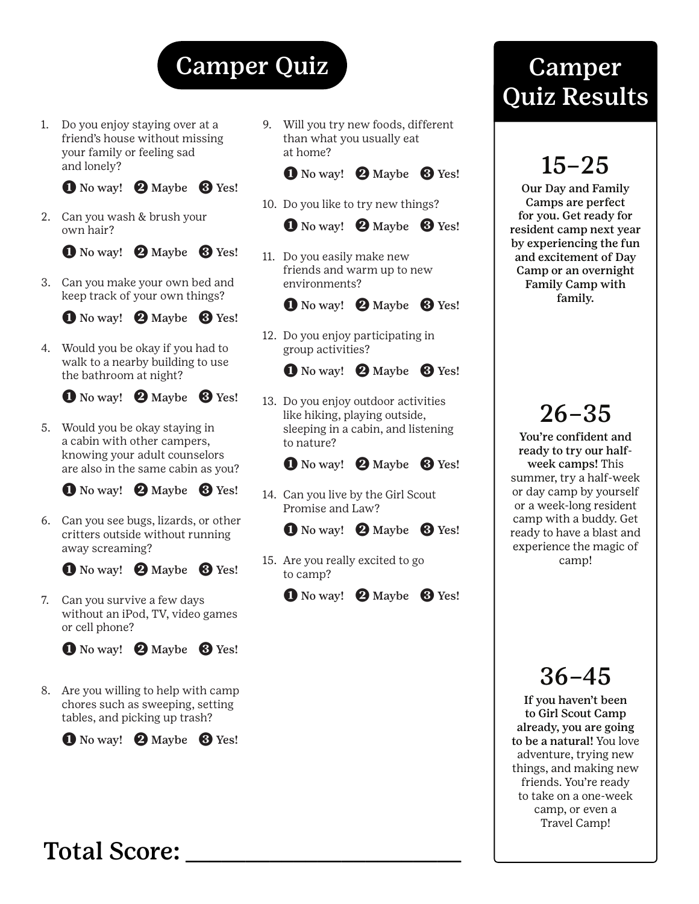# Camper Quiz

1. Do you enjoy staying over at a friend's house without missing your family or feeling sad and lonely?

   ❶ No way! ❷ Maybe ❸ Yes!

2. Can you wash & brush your own hair?

   ❶ No way! ❷ Maybe ❸ Yes!

3. Can you make your own bed and keep track of your own things?

   ❶ No way! ❷ Maybe ❸ Yes!

4. Would you be okay if you had to walk to a nearby building to use the bathroom at night?

   ❶ No way! ❷ Maybe ❸ Yes!

5. Would you be okay staying in a cabin with other campers, knowing your adult counselors are also in the same cabin as you?

   ❶ No way! ❷ Maybe ❸ Yes!

6. Can you see bugs, lizards, or other critters outside without running away screaming?

   ❶ No way! ❷ Maybe ❸ Yes!

7. Can you survive a few days without an iPod, TV, video games or cell phone?

   ❶ No way! ❷ Maybe ❸ Yes!

8. Are you willing to help with camp chores such as sweeping, setting tables, and picking up trash?

   ❶ No way! ❷ Maybe ❸ Yes!

9. Will you try new foods, different than what you usually eat at home?

   ❶ No way! ❷ Maybe ❸ Yes!

10. Do you like to try new things?

    ❶ No way! ❷ Maybe ❸ Yes!

11. Do you easily make new friends and warm up to new environments?

    ❶ No way! ❷ Maybe ❸ Yes!

12. Do you enjoy participating in group activities?

    ❶ No way! ❷ Maybe ❸ Yes!

13. Do you enjoy outdoor activities like hiking, playing outside, sleeping in a cabin, and listening to nature?

    ❶ No way! ❷ Maybe ❸ Yes!

14. Can you live by the Girl Scout Promise and Law?

    ❶ No way! ❷ Maybe ❸ Yes!

15. Are you really excited to go to camp?

    ❶ No way! ❷ Maybe ❸ Yes!

**Total Score:** ______________________

# Camper Quiz Results

## 15–25

**Our Day and Family Camps are perfect for you. Get ready for resident camp next year by experiencing the fun and excitement of Day Camp or an overnight Family Camp with family.**

## 26–35

**You're confident and ready to try our half-week camps!** This summer, try a half-week or day camp by yourself or a week-long resident camp with a buddy. Get ready to have a blast and experience the magic of camp!

## 36–45

**If you haven't been to Girl Scout Camp already, you are going to be a natural!** You love adventure, trying new things, and making new friends. You're ready to take on a one-week camp, or even a Travel Camp!